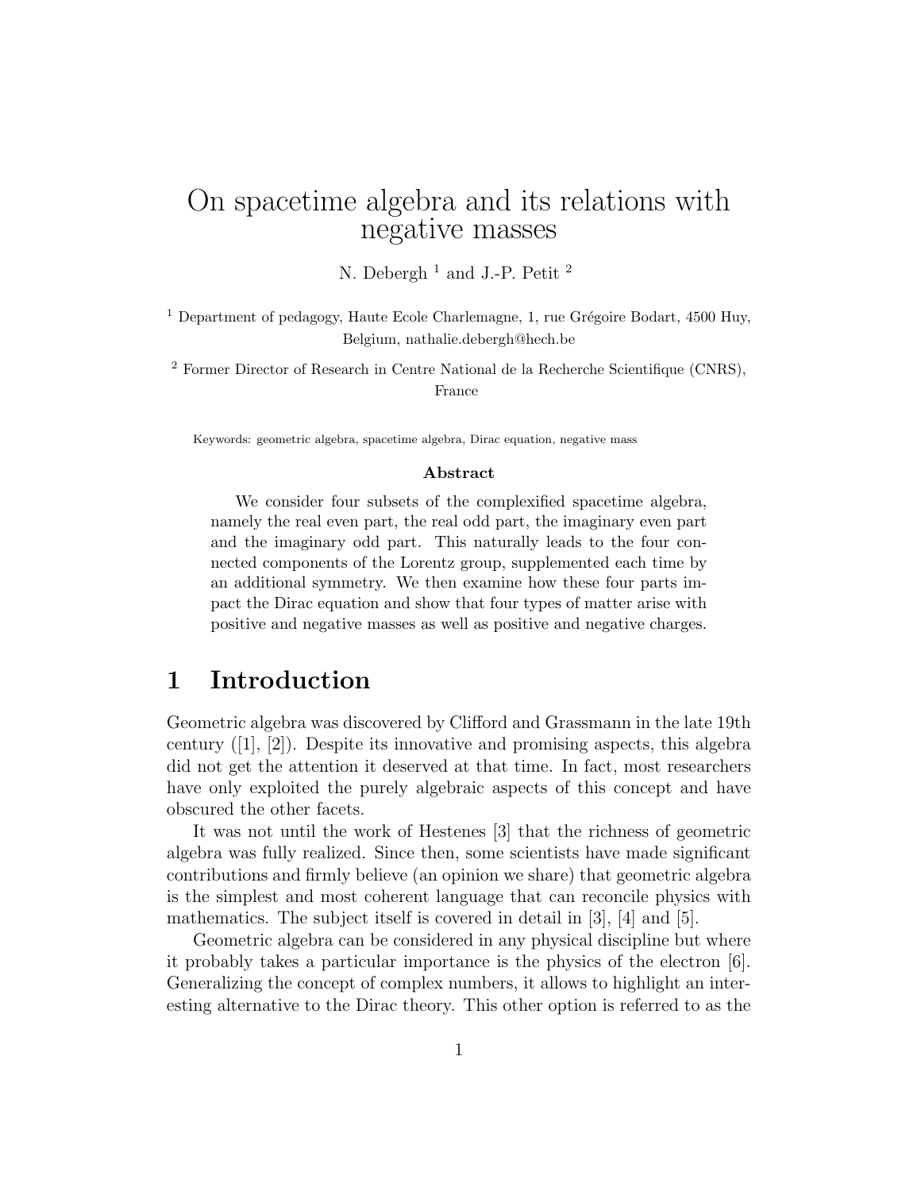# On spacetime algebra and its relations with negative masses

N. Debergh [1] and J.-P. Petit [2]

[1] Department of pedagogy, Haute Ecole Charlemagne, 1, rue Grégoire Bodart, 4500 Huy, Belgium, nathalie.debergh@hech.be

[2] Former Director of Research in Centre National de la Recherche Scientifique (CNRS), France

Keywords: geometric algebra, spacetime algebra, Dirac equation, negative mass

**Abstract**

We consider four subsets of the complexified spacetime algebra, namely the real even part, the real odd part, the imaginary even part and the imaginary odd part. This naturally leads to the four connected components of the Lorentz group, supplemented each time by an additional symmetry. We then examine how these four parts impact the Dirac equation and show that four types of matter arise with positive and negative masses as well as positive and negative charges.

## 1 Introduction

Geometric algebra was discovered by Clifford and Grassmann in the late 19th century ([1], [2]). Despite its innovative and promising aspects, this algebra did not get the attention it deserved at that time. In fact, most researchers have only exploited the purely algebraic aspects of this concept and have obscured the other facets.

It was not until the work of Hestenes [3] that the richness of geometric algebra was fully realized. Since then, some scientists have made significant contributions and firmly believe (an opinion we share) that geometric algebra is the simplest and most coherent language that can reconcile physics with mathematics. The subject itself is covered in detail in [3], [4] and [5].

Geometric algebra can be considered in any physical discipline but where it probably takes a particular importance is the physics of the electron [6]. Generalizing the concept of complex numbers, it allows to highlight an interesting alternative to the Dirac theory. This other option is referred to as the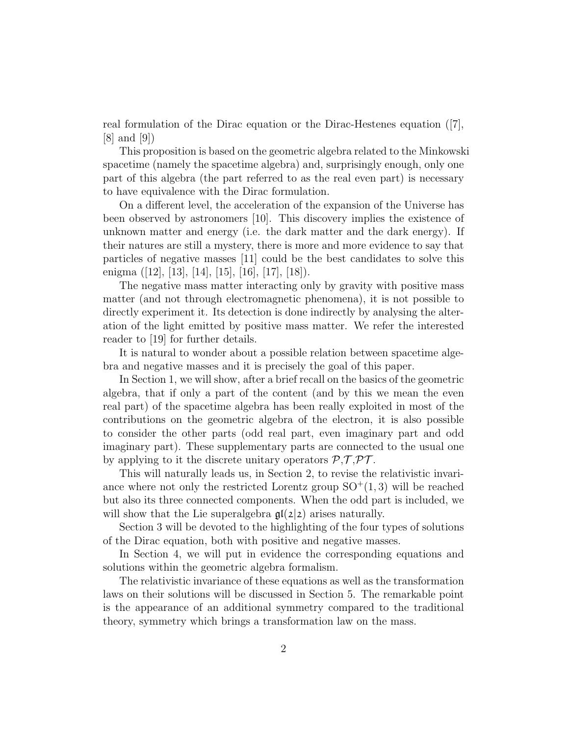real formulation of the Dirac equation or the Dirac-Hestenes equation ([7], [8] and [9])

This proposition is based on the geometric algebra related to the Minkowski spacetime (namely the spacetime algebra) and, surprisingly enough, only one part of this algebra (the part referred to as the real even part) is necessary to have equivalence with the Dirac formulation.

On a different level, the acceleration of the expansion of the Universe has been observed by astronomers [10]. This discovery implies the existence of unknown matter and energy (i.e. the dark matter and the dark energy). If their natures are still a mystery, there is more and more evidence to say that particles of negative masses [11] could be the best candidates to solve this enigma ([12], [13], [14], [15], [16], [17], [18]).

The negative mass matter interacting only by gravity with positive mass matter (and not through electromagnetic phenomena), it is not possible to directly experiment it. Its detection is done indirectly by analysing the alteration of the light emitted by positive mass matter. We refer the interested reader to [19] for further details.

It is natural to wonder about a possible relation between spacetime algebra and negative masses and it is precisely the goal of this paper.

In Section 1, we will show, after a brief recall on the basics of the geometric algebra, that if only a part of the content (and by this we mean the even real part) of the spacetime algebra has been really exploited in most of the contributions on the geometric algebra of the electron, it is also possible to consider the other parts (odd real part, even imaginary part and odd imaginary part). These supplementary parts are connected to the usual one by applying to it the discrete unitary operators $\mathcal{P}$,$\mathcal{T}$,$\mathcal{PT}$.

This will naturally leads us, in Section 2, to revise the relativistic invariance where not only the restricted Lorentz group $\mathrm{SO}^+(1,3)$ will be reached but also its three connected components. When the odd part is included, we will show that the Lie superalgebra $\mathfrak{gl}(2|2)$ arises naturally.

Section 3 will be devoted to the highlighting of the four types of solutions of the Dirac equation, both with positive and negative masses.

In Section 4, we will put in evidence the corresponding equations and solutions within the geometric algebra formalism.

The relativistic invariance of these equations as well as the transformation laws on their solutions will be discussed in Section 5. The remarkable point is the appearance of an additional symmetry compared to the traditional theory, symmetry which brings a transformation law on the mass.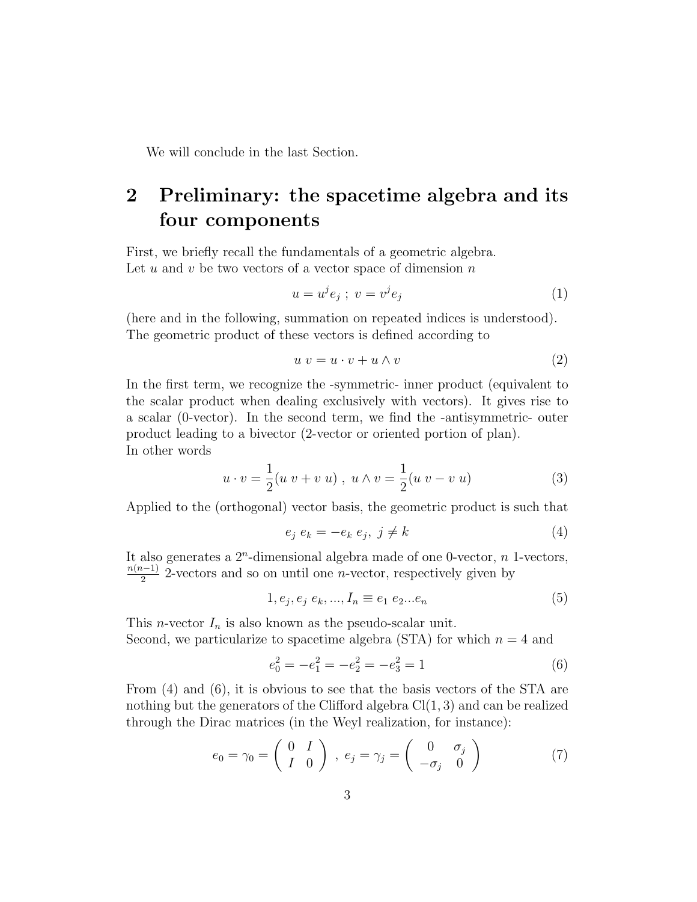We will conclude in the last Section.

## 2 Preliminary: the spacetime algebra and its four components

First, we briefly recall the fundamentals of a geometric algebra.
Let $u$ and $v$ be two vectors of a vector space of dimension $n$

$$u = u^j e_j \; ; \; v = v^j e_j \tag{1}$$

(here and in the following, summation on repeated indices is understood).
The geometric product of these vectors is defined according to

$$u \; v = u \cdot v + u \wedge v \tag{2}$$

In the first term, we recognize the -symmetric- inner product (equivalent to the scalar product when dealing exclusively with vectors). It gives rise to a scalar (0-vector). In the second term, we find the -antisymmetric- outer product leading to a bivector (2-vector or oriented portion of plan).
In other words

$$u \cdot v = \frac{1}{2}(u \; v + v \; u) \; , \; u \wedge v = \frac{1}{2}(u \; v - v \; u) \tag{3}$$

Applied to the (orthogonal) vector basis, the geometric product is such that

$$e_j \; e_k = -e_k \; e_j, \; j \neq k \tag{4}$$

It also generates a $2^n$-dimensional algebra made of one 0-vector, $n$ 1-vectors, $\frac{n(n-1)}{2}$ 2-vectors and so on until one $n$-vector, respectively given by

$$1, e_j, e_j \; e_k, ..., I_n \equiv e_1 \; e_2 ... e_n \tag{5}$$

This $n$-vector $I_n$ is also known as the pseudo-scalar unit.
Second, we particularize to spacetime algebra (STA) for which $n = 4$ and

$$e_0^2 = -e_1^2 = -e_2^2 = -e_3^2 = 1 \tag{6}$$

From (4) and (6), it is obvious to see that the basis vectors of the STA are nothing but the generators of the Clifford algebra Cl$(1, 3)$ and can be realized through the Dirac matrices (in the Weyl realization, for instance):

$$e_0 = \gamma_0 = \begin{pmatrix} 0 & I \\ I & 0 \end{pmatrix} \; , \; e_j = \gamma_j = \begin{pmatrix} 0 & \sigma_j \\ -\sigma_j & 0 \end{pmatrix} \tag{7}$$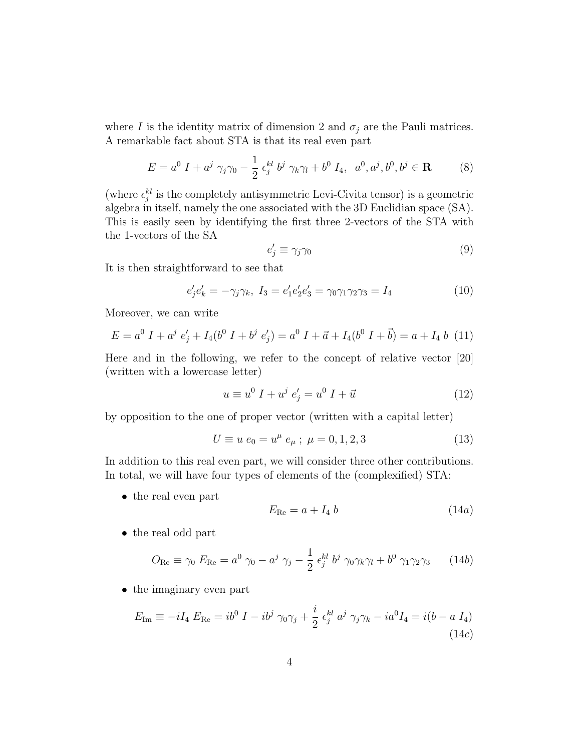where $I$ is the identity matrix of dimension 2 and $\sigma_j$ are the Pauli matrices. A remarkable fact about STA is that its real even part

$$E = a^0 \; I + a^j \; \gamma_j \gamma_0 - \frac{1}{2} \; \epsilon_j^{kl} \; b^j \; \gamma_k \gamma_l + b^0 \; I_4, \;\; a^0, a^j, b^0, b^j \in \mathbf{R} \tag{8}$$

(where $\epsilon_j^{kl}$ is the completely antisymmetric Levi-Civita tensor) is a geometric algebra in itself, namely the one associated with the 3D Euclidian space (SA). This is easily seen by identifying the first three 2-vectors of the STA with the 1-vectors of the SA

$$e'_j \equiv \gamma_j \gamma_0 \tag{9}$$

It is then straightforward to see that

$$e'_j e'_k = -\gamma_j \gamma_k, \;\; I_3 = e'_1 e'_2 e'_3 = \gamma_0 \gamma_1 \gamma_2 \gamma_3 = I_4 \tag{10}$$

Moreover, we can write

$$E = a^0 \; I + a^j \; e'_j + I_4 (b^0 \; I + b^j \; e'_j) = a^0 \; I + \vec{a} + I_4 (b^0 \; I + \vec{b}) = a + I_4 \; b \tag{11}$$

Here and in the following, we refer to the concept of relative vector [20] (written with a lowercase letter)

$$u \equiv u^0 \; I + u^j \; e'_j = u^0 \; I + \vec{u} \tag{12}$$

by opposition to the one of proper vector (written with a capital letter)

$$U \equiv u \; e_0 = u^\mu \; e_\mu \; ; \; \mu = 0, 1, 2, 3 \tag{13}$$

In addition to this real even part, we will consider three other contributions. In total, we will have four types of elements of the (complexified) STA:

- the real even part

$$E_{\text{Re}} = a + I_4 \; b \tag{14a}$$

- the real odd part

$$O_{\text{Re}} \equiv \gamma_0 \; E_{\text{Re}} = a^0 \; \gamma_0 - a^j \; \gamma_j - \frac{1}{2} \; \epsilon_j^{kl} \; b^j \; \gamma_0 \gamma_k \gamma_l + b^0 \; \gamma_1 \gamma_2 \gamma_3 \tag{14b}$$

- the imaginary even part

$$E_{\text{Im}} \equiv -i I_4 \; E_{\text{Re}} = i b^0 \; I - i b^j \; \gamma_0 \gamma_j + \frac{i}{2} \; \epsilon_j^{kl} \; a^j \; \gamma_j \gamma_k - i a^0 I_4 = i(b - a \; I_4) \tag{14c}$$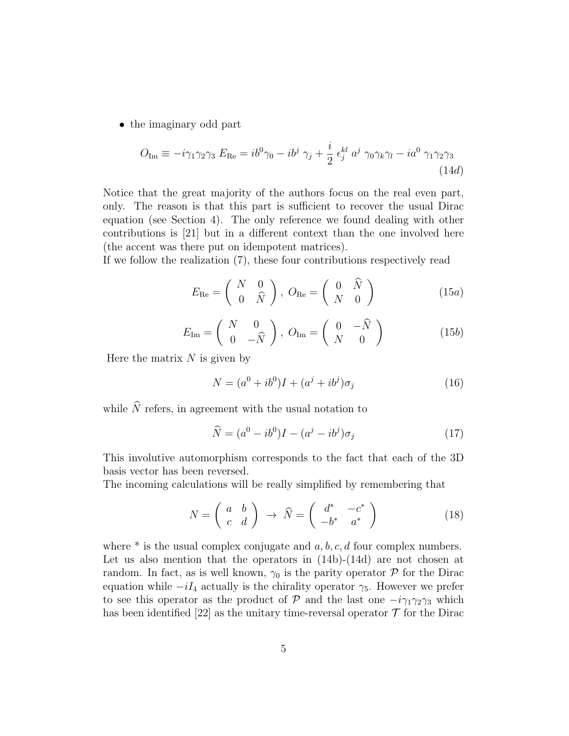- the imaginary odd part

$$O_{\mathrm{Im}} \equiv -i\gamma_1\gamma_2\gamma_3 \; E_{\mathrm{Re}} = ib^0\gamma_0 - ib^j \; \gamma_j + \frac{i}{2} \, \epsilon_j^{kl} \; a^j \; \gamma_0\gamma_k\gamma_l - ia^0 \; \gamma_1\gamma_2\gamma_3 \tag{14d}$$

Notice that the great majority of the authors focus on the real even part, only. The reason is that this part is sufficient to recover the usual Dirac equation (see Section 4). The only reference we found dealing with other contributions is [21] but in a different context than the one involved here (the accent was there put on idempotent matrices).
If we follow the realization (7), these four contributions respectively read

$$E_{\mathrm{Re}} = \begin{pmatrix} N & 0 \\ 0 & \widehat{N} \end{pmatrix}, \; O_{\mathrm{Re}} = \begin{pmatrix} 0 & \widehat{N} \\ N & 0 \end{pmatrix} \tag{15a}$$

$$E_{\mathrm{Im}} = \begin{pmatrix} N & 0 \\ 0 & -\widehat{N} \end{pmatrix}, \; O_{\mathrm{Im}} = \begin{pmatrix} 0 & -\widehat{N} \\ N & 0 \end{pmatrix} \tag{15b}$$

Here the matrix $N$ is given by

$$N = (a^0 + ib^0)I + (a^j + ib^j)\sigma_j \tag{16}$$

while $\widehat{N}$ refers, in agreement with the usual notation to

$$\widehat{N} = (a^0 - ib^0)I - (a^j - ib^j)\sigma_j \tag{17}$$

This involutive automorphism corresponds to the fact that each of the 3D basis vector has been reversed.
The incoming calculations will be really simplified by remembering that

$$N = \begin{pmatrix} a & b \\ c & d \end{pmatrix} \; \rightarrow \; \widehat{N} = \begin{pmatrix} d^* & -c^* \\ -b^* & a^* \end{pmatrix} \tag{18}$$

where * is the usual complex conjugate and $a, b, c, d$ four complex numbers. Let us also mention that the operators in (14b)-(14d) are not chosen at random. In fact, as is well known, $\gamma_0$ is the parity operator $\mathcal{P}$ for the Dirac equation while $-iI_4$ actually is the chirality operator $\gamma_5$. However we prefer to see this operator as the product of $\mathcal{P}$ and the last one $-i\gamma_1\gamma_2\gamma_3$ which has been identified [22] as the unitary time-reversal operator $\mathcal{T}$ for the Dirac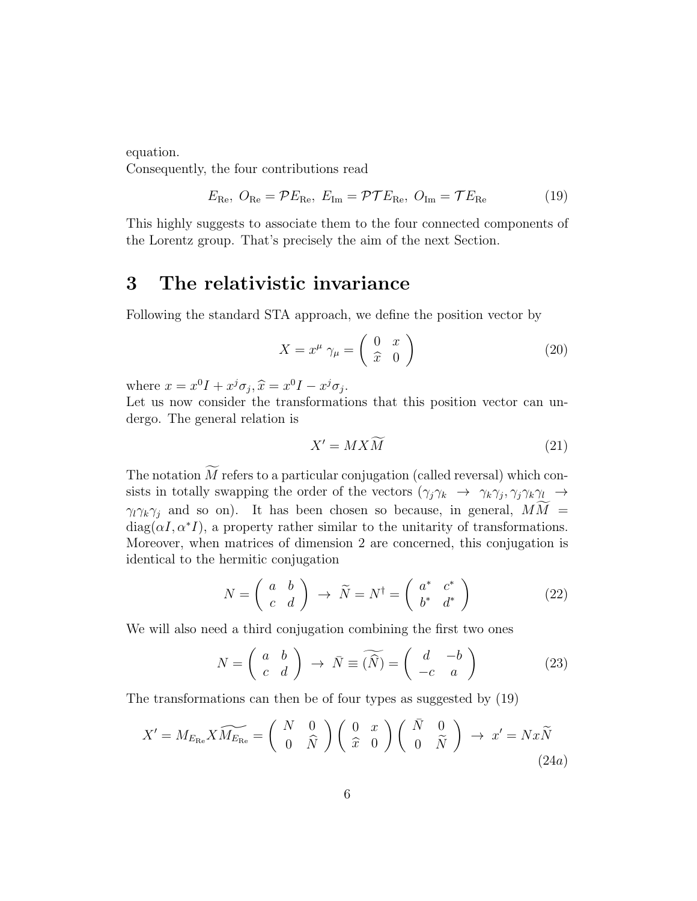equation.
Consequently, the four contributions read

$$E_{\text{Re}},\ O_{\text{Re}} = \mathcal{P}E_{\text{Re}},\ E_{\text{Im}} = \mathcal{PT}E_{\text{Re}},\ O_{\text{Im}} = \mathcal{T}E_{\text{Re}} \tag{19}$$

This highly suggests to associate them to the four connected components of the Lorentz group. That's precisely the aim of the next Section.

## 3 The relativistic invariance

Following the standard STA approach, we define the position vector by

$$X = x^{\mu}\ \gamma_{\mu} = \begin{pmatrix} 0 & x \\ \widehat{x} & 0 \end{pmatrix} \tag{20}$$

where $x = x^0 I + x^j \sigma_j, \widehat{x} = x^0 I - x^j \sigma_j$.
Let us now consider the transformations that this position vector can undergo. The general relation is

$$X' = M X \widetilde{M} \tag{21}$$

The notation $\widetilde{M}$ refers to a particular conjugation (called reversal) which consists in totally swapping the order of the vectors ($\gamma_j \gamma_k \ \rightarrow\ \gamma_k \gamma_j, \gamma_j \gamma_k \gamma_l \ \rightarrow\ \gamma_l \gamma_k \gamma_j$ and so on). It has been chosen so because, in general, $M\widetilde{M} = \text{diag}(\alpha I, \alpha^* I)$, a property rather similar to the unitarity of transformations. Moreover, when matrices of dimension 2 are concerned, this conjugation is identical to the hermitic conjugation

$$N = \begin{pmatrix} a & b \\ c & d \end{pmatrix} \ \rightarrow\ \widetilde{N} = N^{\dagger} = \begin{pmatrix} a^* & c^* \\ b^* & d^* \end{pmatrix} \tag{22}$$

We will also need a third conjugation combining the first two ones

$$N = \begin{pmatrix} a & b \\ c & d \end{pmatrix} \ \rightarrow\ \bar{N} \equiv \widetilde{(\widehat{N})} = \begin{pmatrix} d & -b \\ -c & a \end{pmatrix} \tag{23}$$

The transformations can then be of four types as suggested by (19)

$$X' = M_{E_{\text{Re}}} X \widetilde{M_{E_{\text{Re}}}} = \begin{pmatrix} N & 0 \\ 0 & \widehat{N} \end{pmatrix} \begin{pmatrix} 0 & x \\ \widehat{x} & 0 \end{pmatrix} \begin{pmatrix} \bar{N} & 0 \\ 0 & \widetilde{N} \end{pmatrix} \ \rightarrow\ x' = N x \widetilde{N} \tag{24a}$$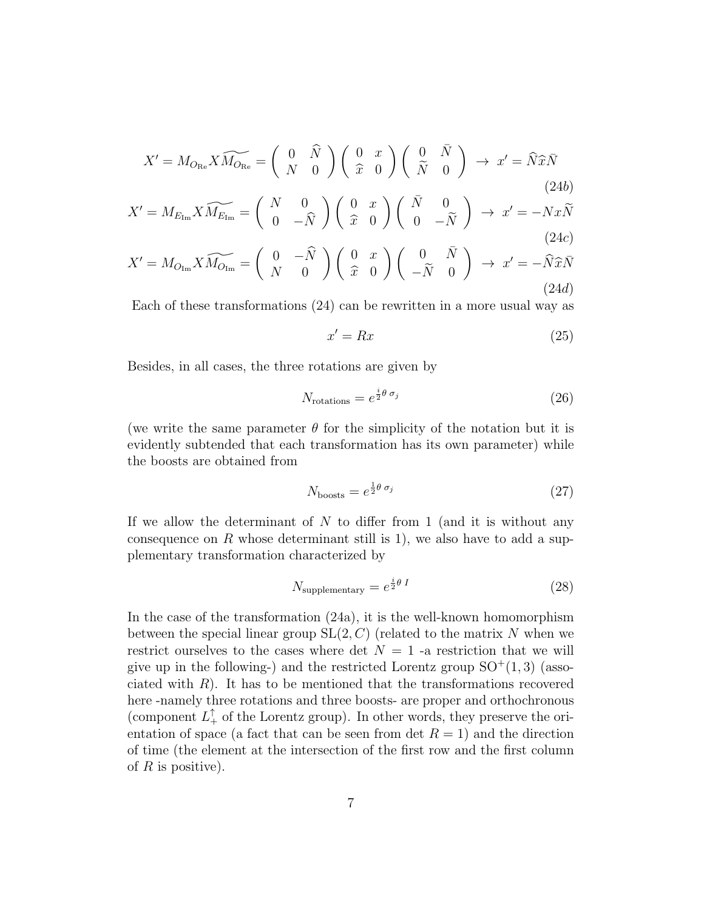$$X' = M_{O_{\text{Re}}} X \widetilde{M_{O_{\text{Re}}}} = \begin{pmatrix} 0 & \widehat{N} \\ N & 0 \end{pmatrix} \begin{pmatrix} 0 & x \\ \widehat{x} & 0 \end{pmatrix} \begin{pmatrix} 0 & \bar{N} \\ \widetilde{N} & 0 \end{pmatrix} \rightarrow x' = \widehat{N}\widehat{x}\bar{N} \tag{24b}$$

$$X' = M_{E_{\text{Im}}} X \widetilde{M_{E_{\text{Im}}}} = \begin{pmatrix} N & 0 \\ 0 & -\widehat{N} \end{pmatrix} \begin{pmatrix} 0 & x \\ \widehat{x} & 0 \end{pmatrix} \begin{pmatrix} \bar{N} & 0 \\ 0 & -\widetilde{N} \end{pmatrix} \rightarrow x' = -Nx\widetilde{N} \tag{24c}$$

$$X' = M_{O_{\text{Im}}} X \widetilde{M_{O_{\text{Im}}}} = \begin{pmatrix} 0 & -\widehat{N} \\ N & 0 \end{pmatrix} \begin{pmatrix} 0 & x \\ \widehat{x} & 0 \end{pmatrix} \begin{pmatrix} 0 & \bar{N} \\ -\widetilde{N} & 0 \end{pmatrix} \rightarrow x' = -\widehat{N}\widehat{x}\bar{N} \tag{24d}$$

Each of these transformations (24) can be rewritten in a more usual way as

$$x' = Rx \tag{25}$$

Besides, in all cases, the three rotations are given by

$$N_{\text{rotations}} = e^{\frac{i}{2}\theta\, \sigma_j} \tag{26}$$

(we write the same parameter $\theta$ for the simplicity of the notation but it is evidently subtended that each transformation has its own parameter) while the boosts are obtained from

$$N_{\text{boosts}} = e^{\frac{1}{2}\theta\, \sigma_j} \tag{27}$$

If we allow the determinant of $N$ to differ from 1 (and it is without any consequence on $R$ whose determinant still is 1), we also have to add a supplementary transformation characterized by

$$N_{\text{supplementary}} = e^{\frac{i}{2}\theta\, I} \tag{28}$$

In the case of the transformation (24a), it is the well-known homomorphism between the special linear group $\text{SL}(2, C)$ (related to the matrix $N$ when we restrict ourselves to the cases where $\det N = 1$ -a restriction that we will give up in the following-) and the restricted Lorentz group $\text{SO}^+(1, 3)$ (associated with $R$). It has to be mentioned that the transformations recovered here -namely three rotations and three boosts- are proper and orthochronous (component $L_+^\uparrow$ of the Lorentz group). In other words, they preserve the orientation of space (a fact that can be seen from $\det R = 1$) and the direction of time (the element at the intersection of the first row and the first column of $R$ is positive).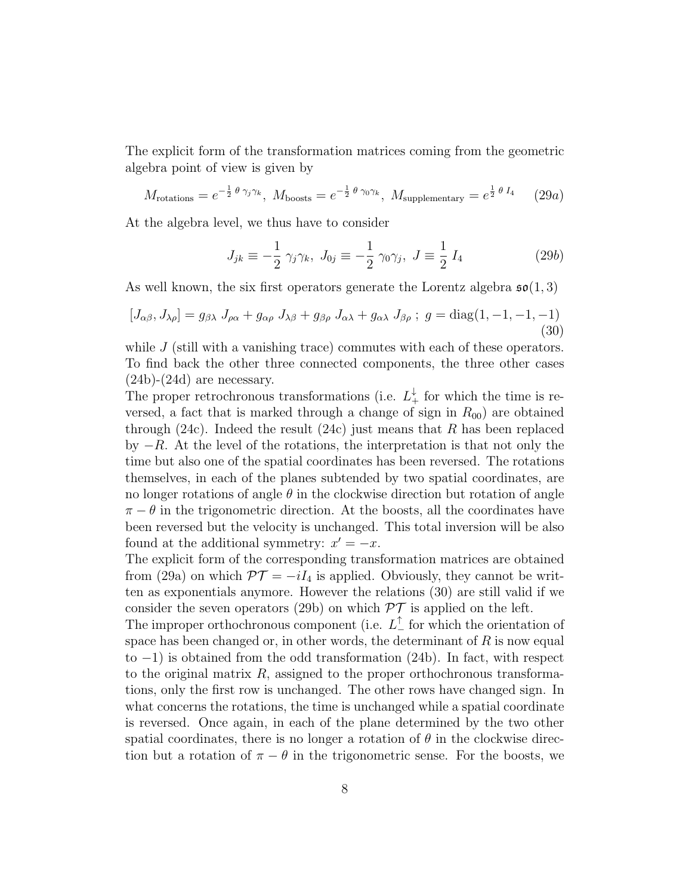The explicit form of the transformation matrices coming from the geometric algebra point of view is given by

$$M_{\text{rotations}} = e^{-\frac{1}{2}\,\theta\,\gamma_j\gamma_k},\; M_{\text{boosts}} = e^{-\frac{1}{2}\,\theta\,\gamma_0\gamma_k},\; M_{\text{supplementary}} = e^{\frac{1}{2}\,\theta\,I_4} \qquad (29a)$$

At the algebra level, we thus have to consider

$$J_{jk} \equiv -\frac{1}{2}\,\gamma_j\gamma_k,\; J_{0j} \equiv -\frac{1}{2}\,\gamma_0\gamma_j,\; J \equiv \frac{1}{2}\,I_4 \qquad (29b)$$

As well known, the six first operators generate the Lorentz algebra $\mathfrak{so}(1,3)$

$$[J_{\alpha\beta}, J_{\lambda\rho}] = g_{\beta\lambda}\,J_{\rho\alpha} + g_{\alpha\rho}\,J_{\lambda\beta} + g_{\beta\rho}\,J_{\alpha\lambda} + g_{\alpha\lambda}\,J_{\beta\rho}\,;\; g = \text{diag}(1,-1,-1,-1) \qquad (30)$$

while $J$ (still with a vanishing trace) commutes with each of these operators. To find back the other three connected components, the three other cases (24b)-(24d) are necessary.

The proper retrochronous transformations (i.e. $L_+^\downarrow$ for which the time is reversed, a fact that is marked through a change of sign in $R_{00}$) are obtained through (24c). Indeed the result (24c) just means that $R$ has been replaced by $-R$. At the level of the rotations, the interpretation is that not only the time but also one of the spatial coordinates has been reversed. The rotations themselves, in each of the planes subtended by two spatial coordinates, are no longer rotations of angle $\theta$ in the clockwise direction but rotation of angle $\pi - \theta$ in the trigonometric direction. At the boosts, all the coordinates have been reversed but the velocity is unchanged. This total inversion will be also found at the additional symmetry: $x' = -x$.

The explicit form of the corresponding transformation matrices are obtained from (29a) on which $\mathcal{PT} = -iI_4$ is applied. Obviously, they cannot be written as exponentials anymore. However the relations (30) are still valid if we consider the seven operators (29b) on which $\mathcal{PT}$ is applied on the left.

The improper orthochronous component (i.e. $L_-^\uparrow$ for which the orientation of space has been changed or, in other words, the determinant of $R$ is now equal to $-1$) is obtained from the odd transformation (24b). In fact, with respect to the original matrix $R$, assigned to the proper orthochronous transformations, only the first row is unchanged. The other rows have changed sign. In what concerns the rotations, the time is unchanged while a spatial coordinate is reversed. Once again, in each of the plane determined by the two other spatial coordinates, there is no longer a rotation of $\theta$ in the clockwise direction but a rotation of $\pi - \theta$ in the trigonometric sense. For the boosts, we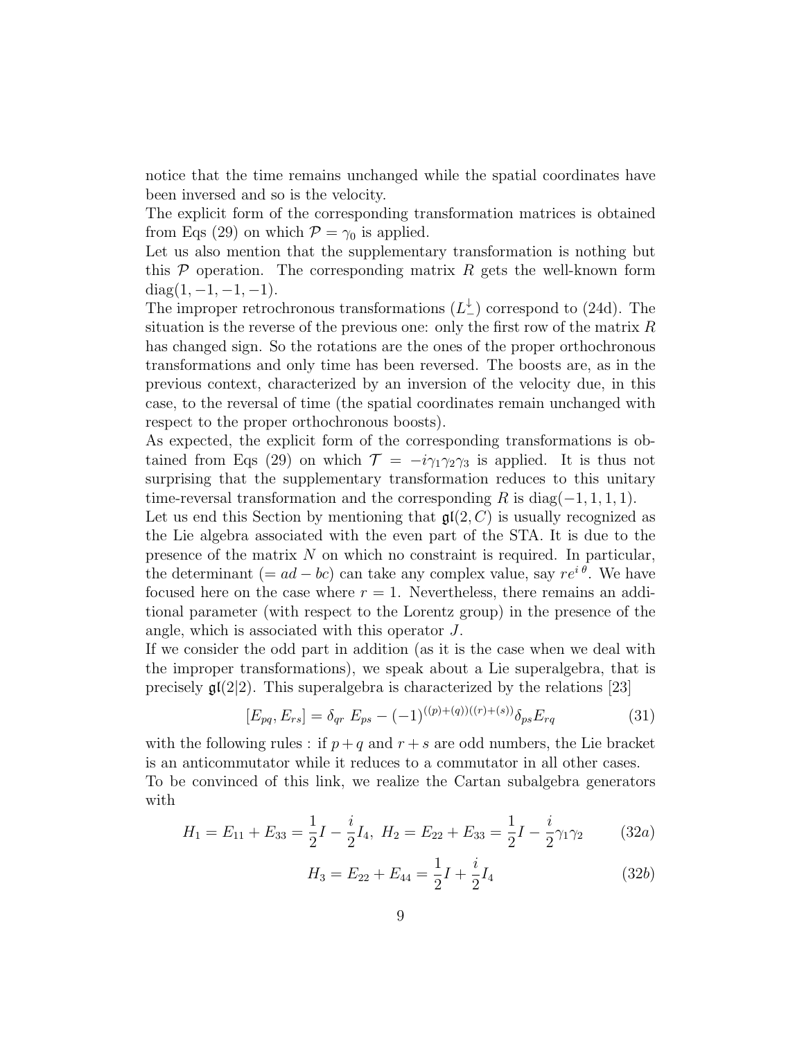notice that the time remains unchanged while the spatial coordinates have been inversed and so is the velocity.
The explicit form of the corresponding transformation matrices is obtained from Eqs (29) on which $\mathcal{P} = \gamma_0$ is applied.
Let us also mention that the supplementary transformation is nothing but this $\mathcal{P}$ operation. The corresponding matrix $R$ gets the well-known form $\mathrm{diag}(1, -1, -1, -1)$.
The improper retrochronous transformations ($L_-^{\downarrow}$) correspond to (24d). The situation is the reverse of the previous one: only the first row of the matrix $R$ has changed sign. So the rotations are the ones of the proper orthochronous transformations and only time has been reversed. The boosts are, as in the previous context, characterized by an inversion of the velocity due, in this case, to the reversal of time (the spatial coordinates remain unchanged with respect to the proper orthochronous boosts).
As expected, the explicit form of the corresponding transformations is obtained from Eqs (29) on which $\mathcal{T} = -i\gamma_1\gamma_2\gamma_3$ is applied. It is thus not surprising that the supplementary transformation reduces to this unitary time-reversal transformation and the corresponding $R$ is $\mathrm{diag}(-1, 1, 1, 1)$.
Let us end this Section by mentioning that $\mathfrak{gl}(2, C)$ is usually recognized as the Lie algebra associated with the even part of the STA. It is due to the presence of the matrix $N$ on which no constraint is required. In particular, the determinant ($= ad - bc$) can take any complex value, say $re^{i\,\theta}$. We have focused here on the case where $r = 1$. Nevertheless, there remains an additional parameter (with respect to the Lorentz group) in the presence of the angle, which is associated with this operator $J$.
If we consider the odd part in addition (as it is the case when we deal with the improper transformations), we speak about a Lie superalgebra, that is precisely $\mathfrak{gl}(2|2)$. This superalgebra is characterized by the relations [23]

$$[E_{pq}, E_{rs}] = \delta_{qr}\; E_{ps} - (-1)^{((p)+(q))((r)+(s))}\delta_{ps}E_{rq} \tag{31}$$

with the following rules : if $p+q$ and $r+s$ are odd numbers, the Lie bracket is an anticommutator while it reduces to a commutator in all other cases.
To be convinced of this link, we realize the Cartan subalgebra generators with

$$H_1 = E_{11} + E_{33} = \frac{1}{2}I - \frac{i}{2}I_4,\; H_2 = E_{22} + E_{33} = \frac{1}{2}I - \frac{i}{2}\gamma_1\gamma_2 \tag{32a}$$

$$H_3 = E_{22} + E_{44} = \frac{1}{2}I + \frac{i}{2}I_4 \tag{32b}$$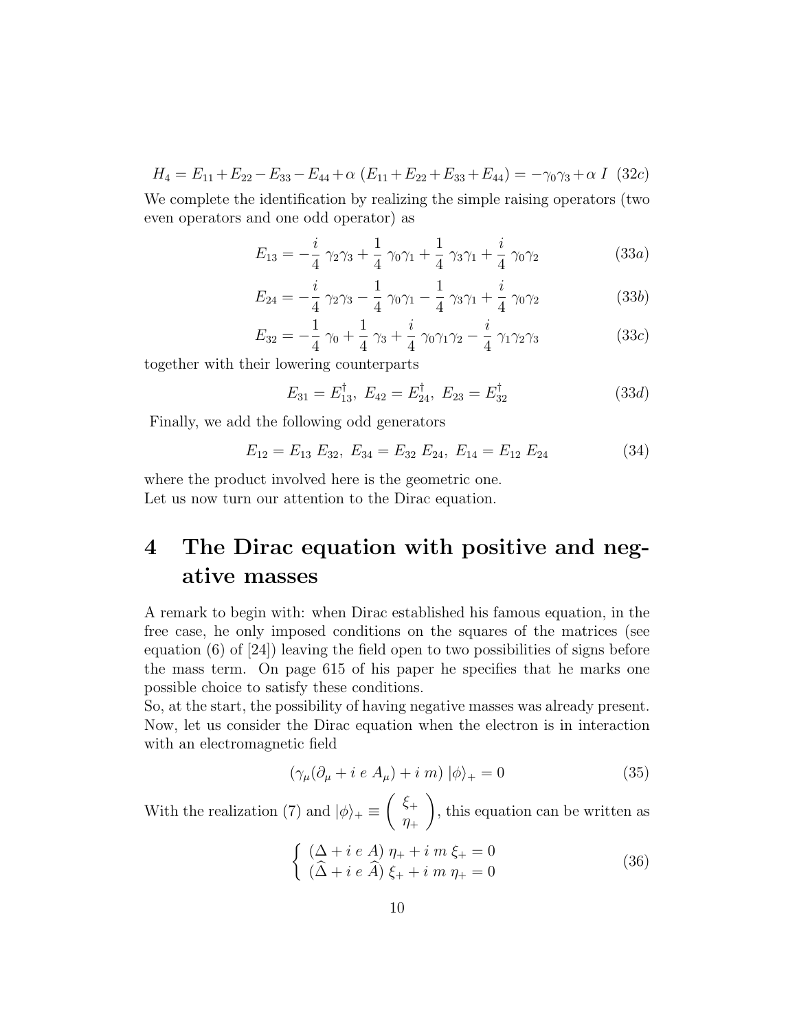$$H_4 = E_{11} + E_{22} - E_{33} - E_{44} + \alpha\ (E_{11} + E_{22} + E_{33} + E_{44}) = -\gamma_0 \gamma_3 + \alpha\ I \quad (32c)$$

We complete the identification by realizing the simple raising operators (two even operators and one odd operator) as

$$E_{13} = -\frac{i}{4}\ \gamma_2 \gamma_3 + \frac{1}{4}\ \gamma_0 \gamma_1 + \frac{1}{4}\ \gamma_3 \gamma_1 + \frac{i}{4}\ \gamma_0 \gamma_2 \quad (33a)$$

$$E_{24} = -\frac{i}{4}\ \gamma_2 \gamma_3 - \frac{1}{4}\ \gamma_0 \gamma_1 - \frac{1}{4}\ \gamma_3 \gamma_1 + \frac{i}{4}\ \gamma_0 \gamma_2 \quad (33b)$$

$$E_{32} = -\frac{1}{4}\ \gamma_0 + \frac{1}{4}\ \gamma_3 + \frac{i}{4}\ \gamma_0 \gamma_1 \gamma_2 - \frac{i}{4}\ \gamma_1 \gamma_2 \gamma_3 \quad (33c)$$

together with their lowering counterparts

$$E_{31} = E_{13}^{\dagger},\ E_{42} = E_{24}^{\dagger},\ E_{23} = E_{32}^{\dagger} \quad (33d)$$

Finally, we add the following odd generators

$$E_{12} = E_{13}\ E_{32},\ E_{34} = E_{32}\ E_{24},\ E_{14} = E_{12}\ E_{24} \quad (34)$$

where the product involved here is the geometric one.
Let us now turn our attention to the Dirac equation.

# 4 The Dirac equation with positive and negative masses

A remark to begin with: when Dirac established his famous equation, in the free case, he only imposed conditions on the squares of the matrices (see equation (6) of [24]) leaving the field open to two possibilities of signs before the mass term. On page 615 of his paper he specifies that he marks one possible choice to satisfy these conditions.
So, at the start, the possibility of having negative masses was already present.
Now, let us consider the Dirac equation when the electron is in interaction with an electromagnetic field

$$(\gamma_\mu (\partial_\mu + i\ e\ A_\mu) + i\ m)\ |\phi\rangle_+ = 0 \quad (35)$$

With the realization (7) and $|\phi\rangle_+ \equiv \begin{pmatrix} \xi_+ \\ \eta_+ \end{pmatrix}$, this equation can be written as

$$\left\{ \begin{array}{l} (\Delta + i\ e\ A)\ \eta_+ + i\ m\ \xi_+ = 0 \\ (\widehat{\Delta} + i\ e\ \widehat{A})\ \xi_+ + i\ m\ \eta_+ = 0 \end{array} \right. \quad (36)$$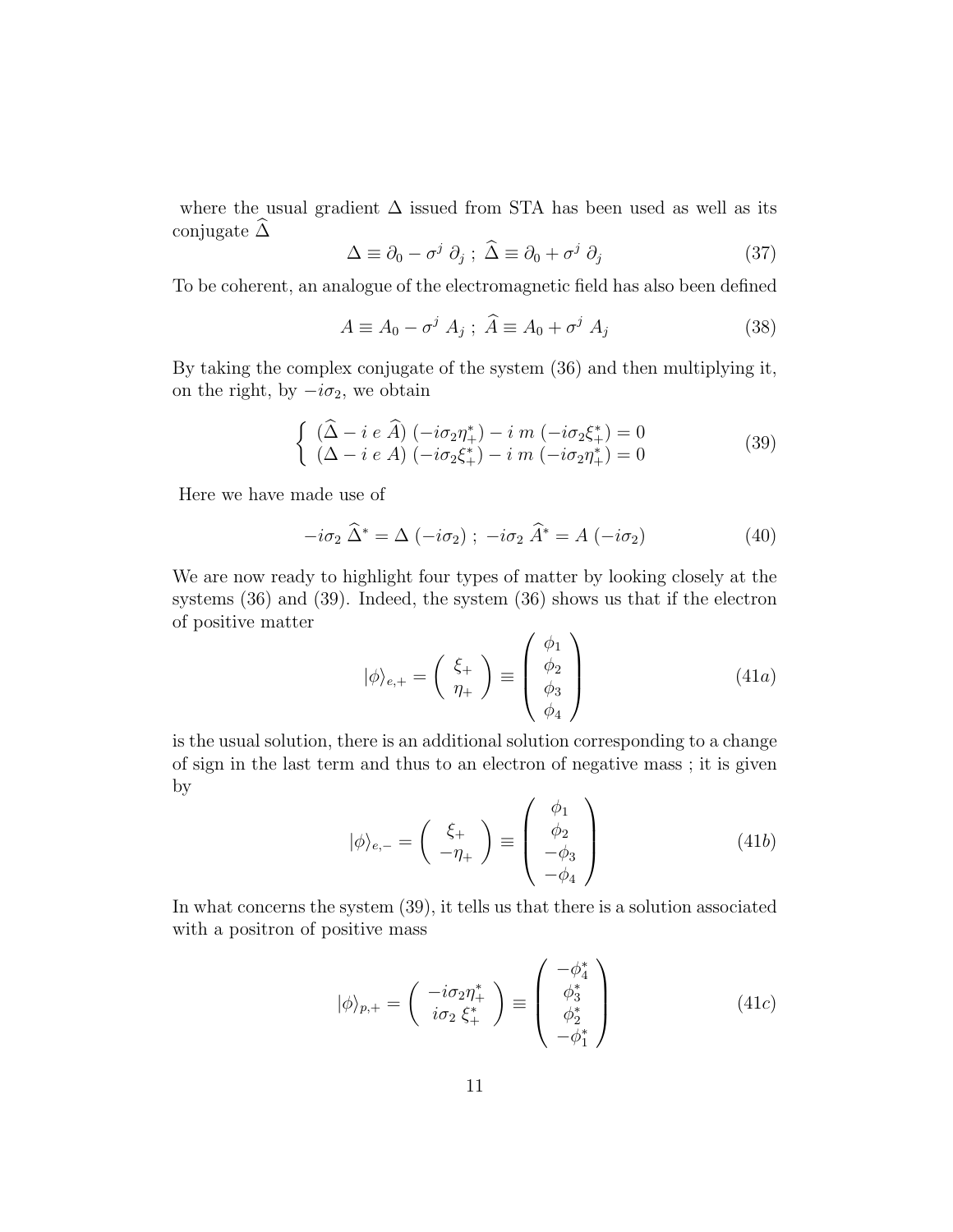where the usual gradient $\Delta$ issued from STA has been used as well as its conjugate $\widehat{\Delta}$

$$\Delta \equiv \partial_0 - \sigma^j \, \partial_j \; ; \; \widehat{\Delta} \equiv \partial_0 + \sigma^j \, \partial_j \tag{37}$$

To be coherent, an analogue of the electromagnetic field has also been defined

$$A \equiv A_0 - \sigma^j \, A_j \; ; \; \widehat{A} \equiv A_0 + \sigma^j \, A_j \tag{38}$$

By taking the complex conjugate of the system (36) and then multiplying it, on the right, by $-i\sigma_2$, we obtain

$$\left\{ \begin{array}{l} (\widehat{\Delta} - i \; e \; \widehat{A}) \, (-i\sigma_2 \eta_+^*) - i \; m \; (-i\sigma_2 \xi_+^*) = 0 \\ (\Delta - i \; e \; A) \, (-i\sigma_2 \xi_+^*) - i \; m \; (-i\sigma_2 \eta_+^*) = 0 \end{array} \right. \tag{39}$$

Here we have made use of

$$-i\sigma_2 \; \widehat{\Delta}^* = \Delta \, (-i\sigma_2) \; ; \; -i\sigma_2 \; \widehat{A}^* = A \, (-i\sigma_2) \tag{40}$$

We are now ready to highlight four types of matter by looking closely at the systems (36) and (39). Indeed, the system (36) shows us that if the electron of positive matter

$$|\phi\rangle_{e,+} = \begin{pmatrix} \xi_+ \\ \eta_+ \end{pmatrix} \equiv \begin{pmatrix} \phi_1 \\ \phi_2 \\ \phi_3 \\ \phi_4 \end{pmatrix} \tag{41$a$}$$

is the usual solution, there is an additional solution corresponding to a change of sign in the last term and thus to an electron of negative mass ; it is given by

$$|\phi\rangle_{e,-} = \begin{pmatrix} \xi_+ \\ -\eta_+ \end{pmatrix} \equiv \begin{pmatrix} \phi_1 \\ \phi_2 \\ -\phi_3 \\ -\phi_4 \end{pmatrix} \tag{41$b$}$$

In what concerns the system (39), it tells us that there is a solution associated with a positron of positive mass

$$|\phi\rangle_{p,+} = \begin{pmatrix} -i\sigma_2 \eta_+^* \\ i\sigma_2 \; \xi_+^* \end{pmatrix} \equiv \begin{pmatrix} -\phi_4^* \\ \phi_3^* \\ \phi_2^* \\ -\phi_1^* \end{pmatrix} \tag{41$c$}$$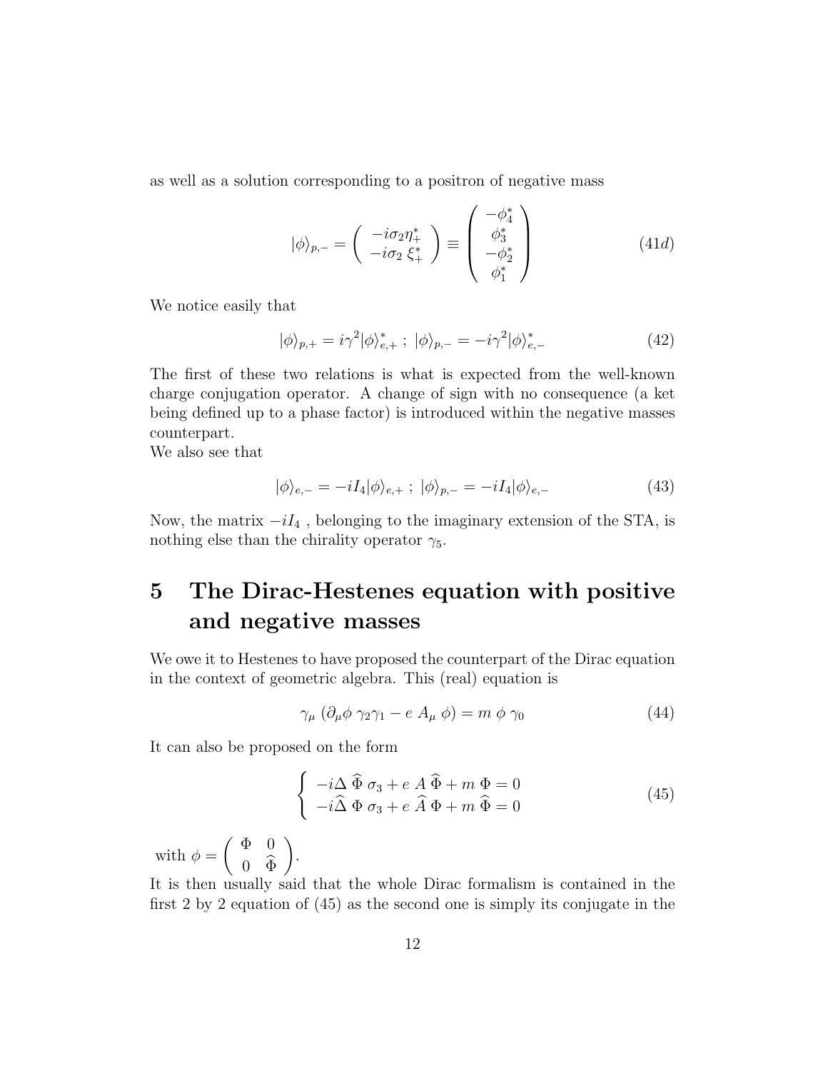as well as a solution corresponding to a positron of negative mass

$$|\phi\rangle_{p,-} = \begin{pmatrix} -i\sigma_2 \eta_+^* \\ -i\sigma_2 \, \xi_+^* \end{pmatrix} \equiv \begin{pmatrix} -\phi_4^* \\ \phi_3^* \\ -\phi_2^* \\ \phi_1^* \end{pmatrix} \tag{41d}$$

We notice easily that

$$|\phi\rangle_{p,+} = i\gamma^2 |\phi\rangle_{e,+}^* \; ; \; |\phi\rangle_{p,-} = -i\gamma^2 |\phi\rangle_{e,-}^* \tag{42}$$

The first of these two relations is what is expected from the well-known charge conjugation operator. A change of sign with no consequence (a ket being defined up to a phase factor) is introduced within the negative masses counterpart.
We also see that

$$|\phi\rangle_{e,-} = -iI_4 |\phi\rangle_{e,+} \; ; \; |\phi\rangle_{p,-} = -iI_4 |\phi\rangle_{e,-} \tag{43}$$

Now, the matrix $-iI_4$ , belonging to the imaginary extension of the STA, is nothing else than the chirality operator $\gamma_5$.

# 5 The Dirac-Hestenes equation with positive and negative masses

We owe it to Hestenes to have proposed the counterpart of the Dirac equation in the context of geometric algebra. This (real) equation is

$$\gamma_\mu \left( \partial_\mu \phi \, \gamma_2 \gamma_1 - e \, A_\mu \, \phi \right) = m \, \phi \, \gamma_0 \tag{44}$$

It can also be proposed on the form

$$\begin{cases} -i\Delta \, \widehat{\Phi} \, \sigma_3 + e \, A \, \widehat{\Phi} + m \, \Phi = 0 \\ -i\widehat{\Delta} \, \Phi \, \sigma_3 + e \, \widehat{A} \, \Phi + m \, \widehat{\Phi} = 0 \end{cases} \tag{45}$$

with $\phi = \begin{pmatrix} \Phi & 0 \\ 0 & \widehat{\Phi} \end{pmatrix}$.
It is then usually said that the whole Dirac formalism is contained in the first 2 by 2 equation of (45) as the second one is simply its conjugate in the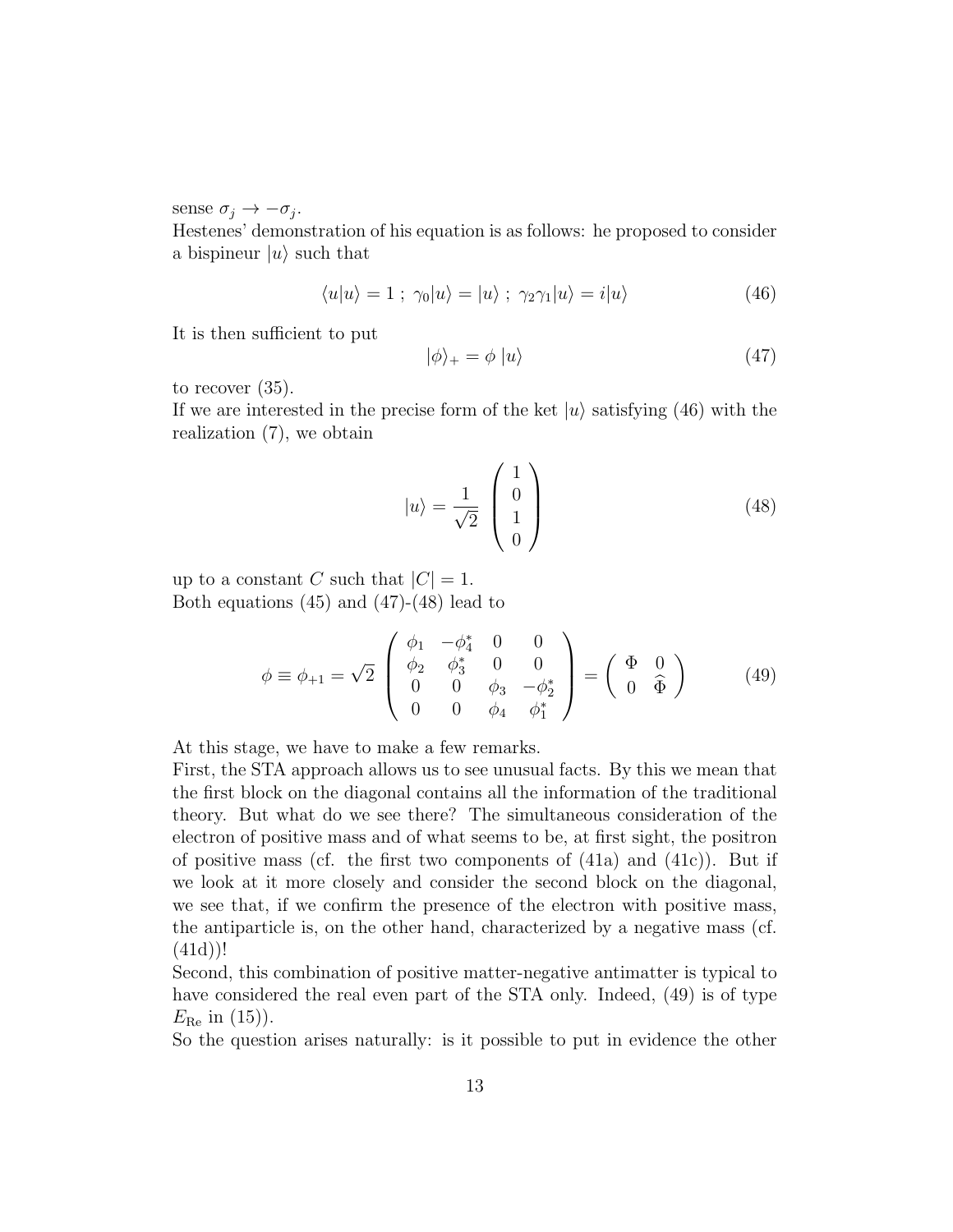sense $\sigma_j \to -\sigma_j$.
Hestenes' demonstration of his equation is as follows: he proposed to consider a bispineur $|u\rangle$ such that

$$\langle u|u\rangle = 1 \; ; \; \gamma_0|u\rangle = |u\rangle \; ; \; \gamma_2\gamma_1|u\rangle = i|u\rangle \tag{46}$$

It is then sufficient to put

$$|\phi\rangle_+ = \phi \; |u\rangle \tag{47}$$

to recover (35).
If we are interested in the precise form of the ket $|u\rangle$ satisfying (46) with the realization (7), we obtain

$$|u\rangle = \frac{1}{\sqrt{2}} \begin{pmatrix} 1 \\ 0 \\ 1 \\ 0 \end{pmatrix} \tag{48}$$

up to a constant $C$ such that $|C| = 1$.
Both equations (45) and (47)-(48) lead to

$$\phi \equiv \phi_{+1} = \sqrt{2} \begin{pmatrix} \phi_1 & -\phi_4^* & 0 & 0 \\ \phi_2 & \phi_3^* & 0 & 0 \\ 0 & 0 & \phi_3 & -\phi_2^* \\ 0 & 0 & \phi_4 & \phi_1^* \end{pmatrix} = \begin{pmatrix} \Phi & 0 \\ 0 & \widehat{\Phi} \end{pmatrix} \tag{49}$$

At this stage, we have to make a few remarks.
First, the STA approach allows us to see unusual facts. By this we mean that the first block on the diagonal contains all the information of the traditional theory. But what do we see there? The simultaneous consideration of the electron of positive mass and of what seems to be, at first sight, the positron of positive mass (cf. the first two components of (41a) and (41c)). But if we look at it more closely and consider the second block on the diagonal, we see that, if we confirm the presence of the electron with positive mass, the antiparticle is, on the other hand, characterized by a negative mass (cf. (41d))!
Second, this combination of positive matter-negative antimatter is typical to have considered the real even part of the STA only. Indeed, (49) is of type $E_{\mathrm{Re}}$ in (15)).
So the question arises naturally: is it possible to put in evidence the other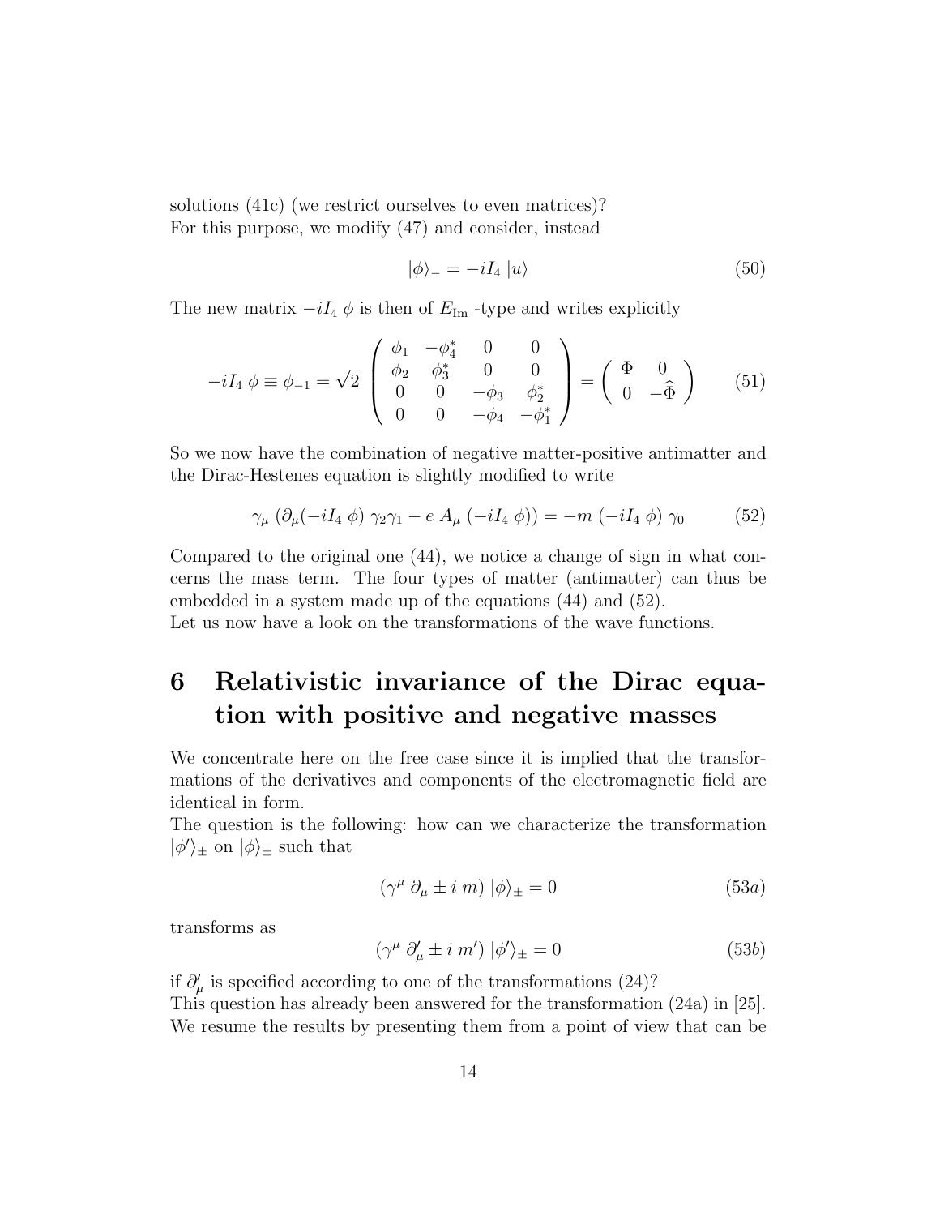solutions (41c) (we restrict ourselves to even matrices)?
For this purpose, we modify (47) and consider, instead

$$|\phi\rangle_- = -iI_4\, |u\rangle \tag{50}$$

The new matrix $-iI_4\, \phi$ is then of $E_{\rm Im}$ -type and writes explicitly

$$-iI_4\, \phi \equiv \phi_{-1} = \sqrt{2} \begin{pmatrix} \phi_1 & -\phi_4^* & 0 & 0 \\ \phi_2 & \phi_3^* & 0 & 0 \\ 0 & 0 & -\phi_3 & \phi_2^* \\ 0 & 0 & -\phi_4 & -\phi_1^* \end{pmatrix} = \begin{pmatrix} \Phi & 0 \\ 0 & -\widehat{\Phi} \end{pmatrix} \tag{51}$$

So we now have the combination of negative matter-positive antimatter and the Dirac-Hestenes equation is slightly modified to write

$$\gamma_\mu\, (\partial_\mu(-iI_4\, \phi)\, \gamma_2\gamma_1 - e\, A_\mu\, (-iI_4\, \phi)) = -m\, (-iI_4\, \phi)\, \gamma_0 \tag{52}$$

Compared to the original one (44), we notice a change of sign in what concerns the mass term. The four types of matter (antimatter) can thus be embedded in a system made up of the equations (44) and (52).
Let us now have a look on the transformations of the wave functions.

# 6 Relativistic invariance of the Dirac equation with positive and negative masses

We concentrate here on the free case since it is implied that the transformations of the derivatives and components of the electromagnetic field are identical in form.
The question is the following: how can we characterize the transformation $|\phi'\rangle_\pm$ on $|\phi\rangle_\pm$ such that

$$(\gamma^\mu\, \partial_\mu \pm i\, m)\, |\phi\rangle_\pm = 0 \tag{53a}$$

transforms as

$$(\gamma^\mu\, \partial'_\mu \pm i\, m')\, |\phi'\rangle_\pm = 0 \tag{53b}$$

if $\partial'_\mu$ is specified according to one of the transformations (24)?
This question has already been answered for the transformation (24a) in [25]. We resume the results by presenting them from a point of view that can be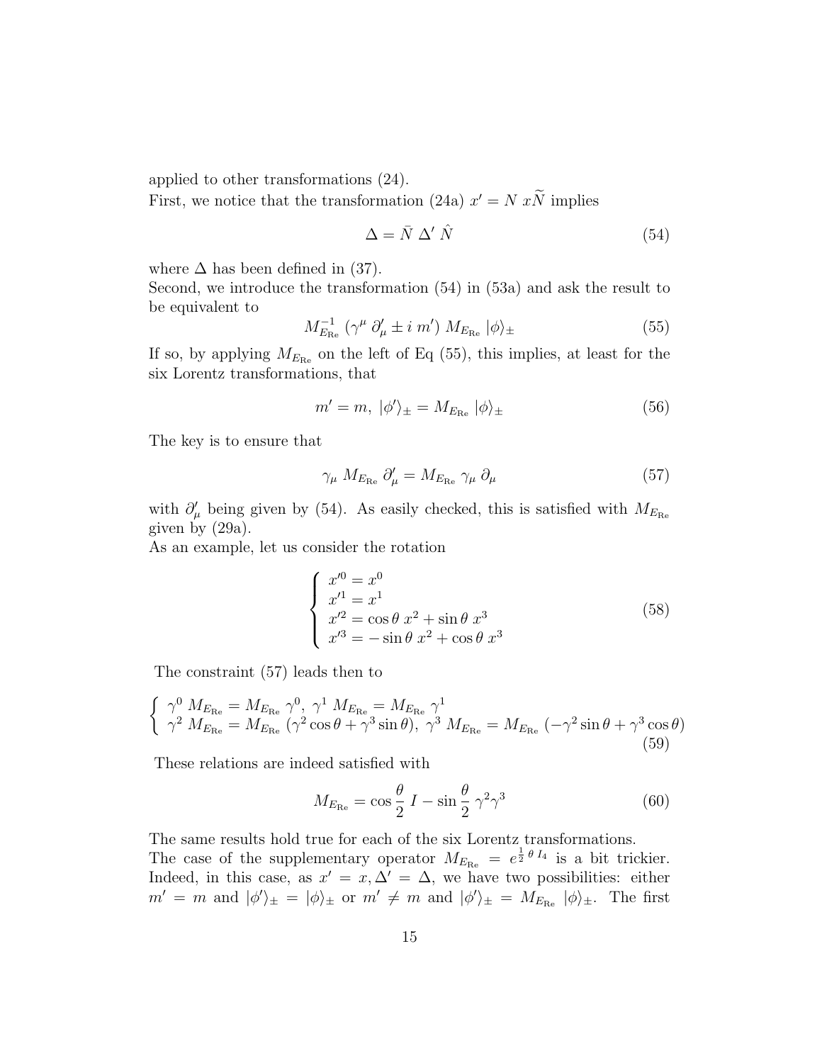applied to other transformations (24).
First, we notice that the transformation (24a) $x' = N\, x\widetilde{N}$ implies

$$\Delta = \bar{N}\ \Delta'\ \hat{N} \tag{54}$$

where $\Delta$ has been defined in (37).
Second, we introduce the transformation (54) in (53a) and ask the result to be equivalent to

$$M_{E_{\rm Re}}^{-1}\ (\gamma^\mu\ \partial'_\mu \pm i\ m')\ M_{E_{\rm Re}}\ |\phi\rangle_\pm \tag{55}$$

If so, by applying $M_{E_{\rm Re}}$ on the left of Eq (55), this implies, at least for the six Lorentz transformations, that

$$m' = m,\ |\phi'\rangle_\pm = M_{E_{\rm Re}}\ |\phi\rangle_\pm \tag{56}$$

The key is to ensure that

$$\gamma_\mu\ M_{E_{\rm Re}}\ \partial'_\mu = M_{E_{\rm Re}}\ \gamma_\mu\ \partial_\mu \tag{57}$$

with $\partial'_\mu$ being given by (54). As easily checked, this is satisfied with $M_{E_{\rm Re}}$ given by (29a).
As an example, let us consider the rotation

$$\left\{ \begin{array}{l} x'^0 = x^0 \\ x'^1 = x^1 \\ x'^2 = \cos\theta\ x^2 + \sin\theta\ x^3 \\ x'^3 = -\sin\theta\ x^2 + \cos\theta\ x^3 \end{array} \right. \tag{58}$$

The constraint (57) leads then to

$$\left\{ \begin{array}{l} \gamma^0\ M_{E_{\rm Re}} = M_{E_{\rm Re}}\ \gamma^0,\ \gamma^1\ M_{E_{\rm Re}} = M_{E_{\rm Re}}\ \gamma^1 \\ \gamma^2\ M_{E_{\rm Re}} = M_{E_{\rm Re}}\ (\gamma^2\cos\theta + \gamma^3\sin\theta),\ \gamma^3\ M_{E_{\rm Re}} = M_{E_{\rm Re}}\ (-\gamma^2\sin\theta + \gamma^3\cos\theta) \end{array} \right. \tag{59}$$

These relations are indeed satisfied with

$$M_{E_{\rm Re}} = \cos\frac{\theta}{2}\ I - \sin\frac{\theta}{2}\ \gamma^2\gamma^3 \tag{60}$$

The same results hold true for each of the six Lorentz transformations.
The case of the supplementary operator $M_{E_{\rm Re}} = e^{\frac{1}{2}\,\theta\, I_4}$ is a bit trickier. Indeed, in this case, as $x' = x, \Delta' = \Delta$, we have two possibilities: either $m' = m$ and $|\phi'\rangle_\pm = |\phi\rangle_\pm$ or $m' \neq m$ and $|\phi'\rangle_\pm = M_{E_{\rm Re}}\ |\phi\rangle_\pm$. The first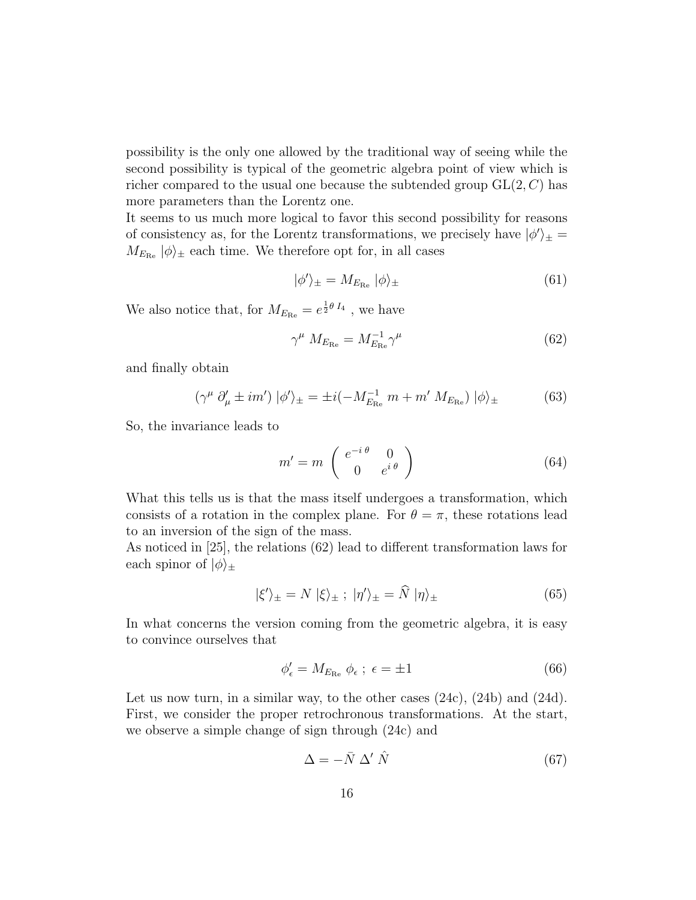possibility is the only one allowed by the traditional way of seeing while the second possibility is typical of the geometric algebra point of view which is richer compared to the usual one because the subtended group $\mathrm{GL}(2, C)$ has more parameters than the Lorentz one.
It seems to us much more logical to favor this second possibility for reasons of consistency as, for the Lorentz transformations, we precisely have $|\phi'\rangle_\pm = M_{E_{\mathrm{Re}}} \, |\phi\rangle_\pm$ each time. We therefore opt for, in all cases

$$|\phi'\rangle_\pm = M_{E_{\mathrm{Re}}} \, |\phi\rangle_\pm \tag{61}$$

We also notice that, for $M_{E_{\mathrm{Re}}} = e^{\frac{1}{2}\theta \, I_4}$ , we have

$$\gamma^\mu \, M_{E_{\mathrm{Re}}} = M_{E_{\mathrm{Re}}}^{-1} \gamma^\mu \tag{62}$$

and finally obtain

$$(\gamma^\mu \, \partial'_\mu \pm im') \, |\phi'\rangle_\pm = \pm i(-M_{E_{\mathrm{Re}}}^{-1} \, m + m' \, M_{E_{\mathrm{Re}}}) \, |\phi\rangle_\pm \tag{63}$$

So, the invariance leads to

$$m' = m \begin{pmatrix} e^{-i\,\theta} & 0 \\ 0 & e^{i\,\theta} \end{pmatrix} \tag{64}$$

What this tells us is that the mass itself undergoes a transformation, which consists of a rotation in the complex plane. For $\theta = \pi$, these rotations lead to an inversion of the sign of the mass.
As noticed in [25], the relations (62) lead to different transformation laws for each spinor of $|\phi\rangle_\pm$

$$|\xi'\rangle_\pm = N \, |\xi\rangle_\pm \, ; \; |\eta'\rangle_\pm = \widehat{N} \, |\eta\rangle_\pm \tag{65}$$

In what concerns the version coming from the geometric algebra, it is easy to convince ourselves that

$$\phi'_\epsilon = M_{E_{\mathrm{Re}}} \, \phi_\epsilon \, ; \; \epsilon = \pm 1 \tag{66}$$

Let us now turn, in a similar way, to the other cases (24c), (24b) and (24d). First, we consider the proper retrochronous transformations. At the start, we observe a simple change of sign through (24c) and

$$\Delta = -\bar{N} \, \Delta' \, \hat{N} \tag{67}$$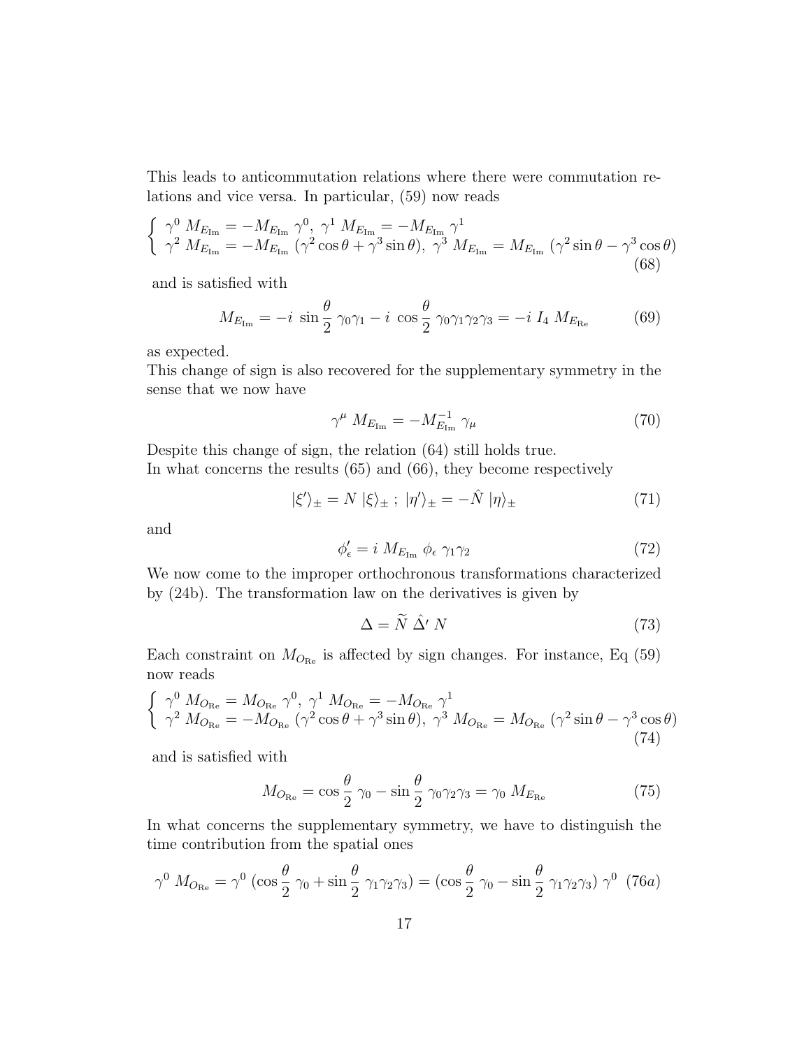This leads to anticommutation relations where there were commutation relations and vice versa. In particular, (59) now reads

$$\left\{ \begin{array}{l} \gamma^0 \; M_{E_{\rm Im}} = -M_{E_{\rm Im}} \; \gamma^0, \; \gamma^1 \; M_{E_{\rm Im}} = -M_{E_{\rm Im}} \; \gamma^1 \\ \gamma^2 \; M_{E_{\rm Im}} = -M_{E_{\rm Im}} \; (\gamma^2 \cos\theta + \gamma^3 \sin\theta), \; \gamma^3 \; M_{E_{\rm Im}} = M_{E_{\rm Im}} \; (\gamma^2 \sin\theta - \gamma^3 \cos\theta) \end{array} \right. \tag{68}$$

and is satisfied with

$$M_{E_{\rm Im}} = -i \; \sin\frac{\theta}{2} \; \gamma_0\gamma_1 - i \; \cos\frac{\theta}{2} \; \gamma_0\gamma_1\gamma_2\gamma_3 = -i \; I_4 \; M_{E_{\rm Re}} \tag{69}$$

as expected.
This change of sign is also recovered for the supplementary symmetry in the sense that we now have

$$\gamma^\mu \; M_{E_{\rm Im}} = -M_{E_{\rm Im}}^{-1} \; \gamma_\mu \tag{70}$$

Despite this change of sign, the relation (64) still holds true.
In what concerns the results (65) and (66), they become respectively

$$|\xi'\rangle_\pm = N \; |\xi\rangle_\pm \; ; \; |\eta'\rangle_\pm = -\hat{N} \; |\eta\rangle_\pm \tag{71}$$

and

$$\phi'_\epsilon = i \; M_{E_{\rm Im}} \; \phi_\epsilon \; \gamma_1\gamma_2 \tag{72}$$

We now come to the improper orthochronous transformations characterized by (24b). The transformation law on the derivatives is given by

$$\Delta = \widetilde{N} \; \hat{\Delta}' \; N \tag{73}$$

Each constraint on $M_{O_{\rm Re}}$ is affected by sign changes. For instance, Eq (59) now reads

$$\left\{ \begin{array}{l} \gamma^0 \; M_{O_{\rm Re}} = M_{O_{\rm Re}} \; \gamma^0, \; \gamma^1 \; M_{O_{\rm Re}} = -M_{O_{\rm Re}} \; \gamma^1 \\ \gamma^2 \; M_{O_{\rm Re}} = -M_{O_{\rm Re}} \; (\gamma^2 \cos\theta + \gamma^3 \sin\theta), \; \gamma^3 \; M_{O_{\rm Re}} = M_{O_{\rm Re}} \; (\gamma^2 \sin\theta - \gamma^3 \cos\theta) \end{array} \right. \tag{74}$$

and is satisfied with

$$M_{O_{\rm Re}} = \cos\frac{\theta}{2} \; \gamma_0 - \sin\frac{\theta}{2} \; \gamma_0\gamma_2\gamma_3 = \gamma_0 \; M_{E_{\rm Re}} \tag{75}$$

In what concerns the supplementary symmetry, we have to distinguish the time contribution from the spatial ones

$$\gamma^0 \; M_{O_{\rm Re}} = \gamma^0 \; (\cos\frac{\theta}{2} \; \gamma_0 + \sin\frac{\theta}{2} \; \gamma_1\gamma_2\gamma_3) = (\cos\frac{\theta}{2} \; \gamma_0 - \sin\frac{\theta}{2} \; \gamma_1\gamma_2\gamma_3) \; \gamma^0 \tag{76a}$$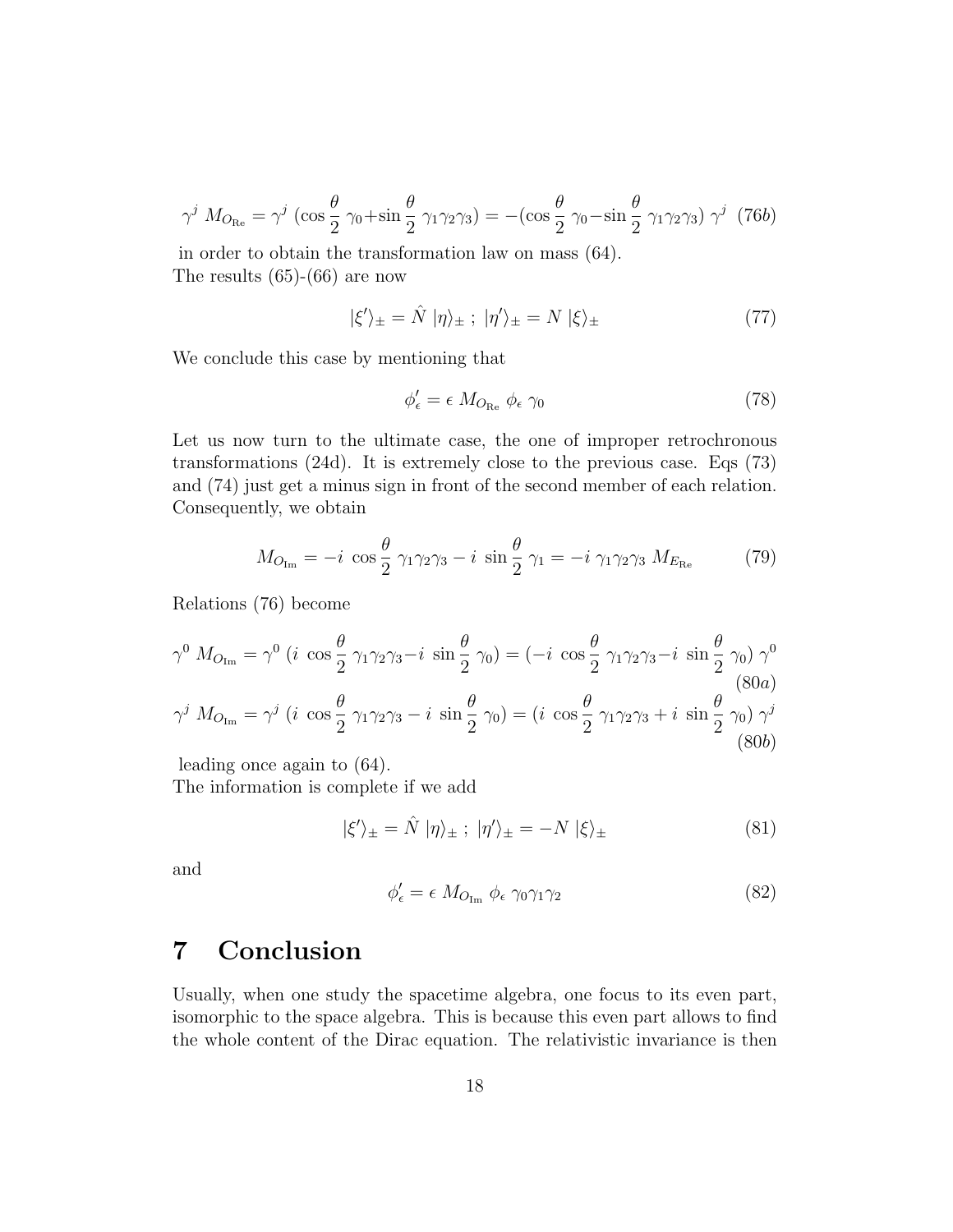$$\gamma^j \ M_{O_{\rm Re}} = \gamma^j \ (\cos\frac{\theta}{2} \ \gamma_0 + \sin\frac{\theta}{2} \ \gamma_1\gamma_2\gamma_3) = -(\cos\frac{\theta}{2} \ \gamma_0 - \sin\frac{\theta}{2} \ \gamma_1\gamma_2\gamma_3) \ \gamma^j \quad (76b)$$

in order to obtain the transformation law on mass (64).
The results (65)-(66) are now

$$|\xi'\rangle_\pm = \hat{N} \ |\eta\rangle_\pm \ ; \ |\eta'\rangle_\pm = N \ |\xi\rangle_\pm \tag{77}$$

We conclude this case by mentioning that

$$\phi'_\epsilon = \epsilon \ M_{O_{\rm Re}} \ \phi_\epsilon \ \gamma_0 \tag{78}$$

Let us now turn to the ultimate case, the one of improper retrochronous transformations (24d). It is extremely close to the previous case. Eqs (73) and (74) just get a minus sign in front of the second member of each relation. Consequently, we obtain

$$M_{O_{\rm Im}} = -i \ \cos\frac{\theta}{2} \ \gamma_1\gamma_2\gamma_3 - i \ \sin\frac{\theta}{2} \ \gamma_1 = -i \ \gamma_1\gamma_2\gamma_3 \ M_{E_{\rm Re}} \tag{79}$$

Relations (76) become

$$\gamma^0 \ M_{O_{\rm Im}} = \gamma^0 \ (i \ \cos\frac{\theta}{2} \ \gamma_1\gamma_2\gamma_3 - i \ \sin\frac{\theta}{2} \ \gamma_0) = (-i \ \cos\frac{\theta}{2} \ \gamma_1\gamma_2\gamma_3 - i \ \sin\frac{\theta}{2} \ \gamma_0) \ \gamma^0 \quad (80a)$$

$$\gamma^j \ M_{O_{\rm Im}} = \gamma^j \ (i \ \cos\frac{\theta}{2} \ \gamma_1\gamma_2\gamma_3 - i \ \sin\frac{\theta}{2} \ \gamma_0) = (i \ \cos\frac{\theta}{2} \ \gamma_1\gamma_2\gamma_3 + i \ \sin\frac{\theta}{2} \ \gamma_0) \ \gamma^j \quad (80b)$$

leading once again to (64).
The information is complete if we add

$$|\xi'\rangle_\pm = \hat{N} \ |\eta\rangle_\pm \ ; \ |\eta'\rangle_\pm = -N \ |\xi\rangle_\pm \tag{81}$$

and

$$\phi'_\epsilon = \epsilon \ M_{O_{\rm Im}} \ \phi_\epsilon \ \gamma_0\gamma_1\gamma_2 \tag{82}$$

# 7 Conclusion

Usually, when one study the spacetime algebra, one focus to its even part, isomorphic to the space algebra. This is because this even part allows to find the whole content of the Dirac equation. The relativistic invariance is then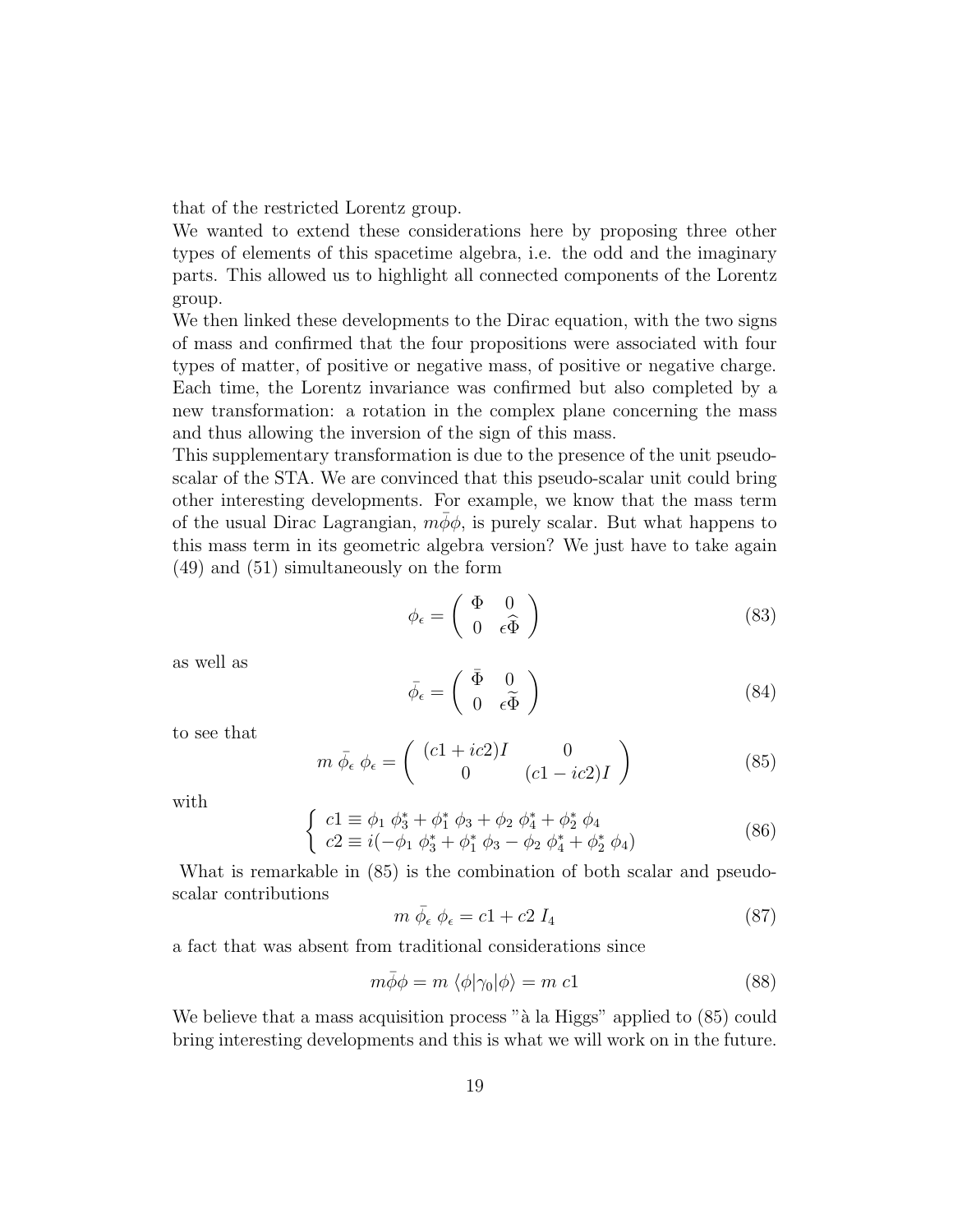that of the restricted Lorentz group.
We wanted to extend these considerations here by proposing three other types of elements of this spacetime algebra, i.e. the odd and the imaginary parts. This allowed us to highlight all connected components of the Lorentz group.
We then linked these developments to the Dirac equation, with the two signs of mass and confirmed that the four propositions were associated with four types of matter, of positive or negative mass, of positive or negative charge. Each time, the Lorentz invariance was confirmed but also completed by a new transformation: a rotation in the complex plane concerning the mass and thus allowing the inversion of the sign of this mass.
This supplementary transformation is due to the presence of the unit pseudo-scalar of the STA. We are convinced that this pseudo-scalar unit could bring other interesting developments. For example, we know that the mass term of the usual Dirac Lagrangian, $m\bar{\phi}\phi$, is purely scalar. But what happens to this mass term in its geometric algebra version? We just have to take again (49) and (51) simultaneously on the form

$$\phi_\epsilon = \begin{pmatrix} \Phi & 0 \\ 0 & \epsilon\widehat{\Phi} \end{pmatrix} \tag{83}$$

as well as

$$\bar{\phi}_\epsilon = \begin{pmatrix} \bar{\Phi} & 0 \\ 0 & \epsilon\widetilde{\Phi} \end{pmatrix} \tag{84}$$

to see that

$$m\ \bar{\phi}_\epsilon\ \phi_\epsilon = \begin{pmatrix} (c1 + ic2)I & 0 \\ 0 & (c1 - ic2)I \end{pmatrix} \tag{85}$$

with

$$\begin{cases} c1 \equiv \phi_1\ \phi_3^* + \phi_1^*\ \phi_3 + \phi_2\ \phi_4^* + \phi_2^*\ \phi_4 \\ c2 \equiv i(-\phi_1\ \phi_3^* + \phi_1^*\ \phi_3 - \phi_2\ \phi_4^* + \phi_2^*\ \phi_4) \end{cases} \tag{86}$$

What is remarkable in (85) is the combination of both scalar and pseudo-scalar contributions

$$m\ \bar{\phi}_\epsilon\ \phi_\epsilon = c1 + c2\ I_4 \tag{87}$$

a fact that was absent from traditional considerations since

$$m\bar{\phi}\phi = m\ \langle\phi|\gamma_0|\phi\rangle = m\ c1 \tag{88}$$

We believe that a mass acquisition process "à la Higgs" applied to (85) could bring interesting developments and this is what we will work on in the future.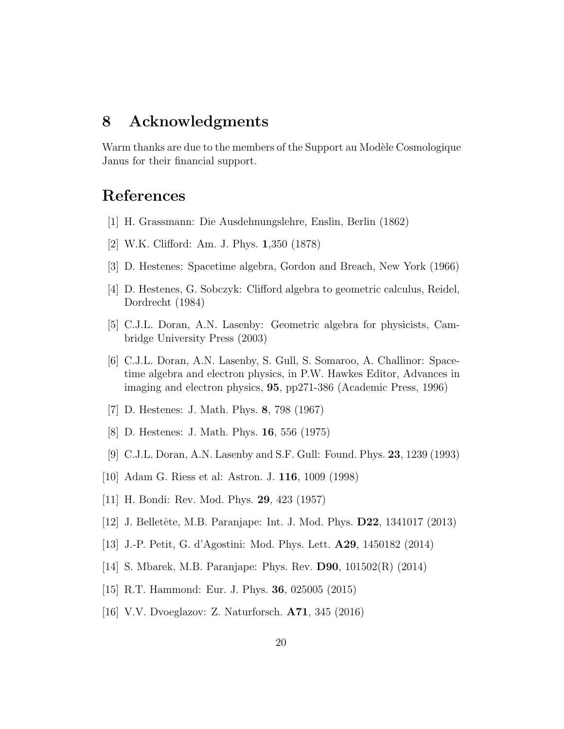# 8 Acknowledgments

Warm thanks are due to the members of the Support au Modèle Cosmologique Janus for their financial support.

# References

[1] H. Grassmann: Die Ausdehnungslehre, Enslin, Berlin (1862)

[2] W.K. Clifford: Am. J. Phys. **1**,350 (1878)

[3] D. Hestenes: Spacetime algebra, Gordon and Breach, New York (1966)

[4] D. Hestenes, G. Sobczyk: Clifford algebra to geometric calculus, Reidel, Dordrecht (1984)

[5] C.J.L. Doran, A.N. Lasenby: Geometric algebra for physicists, Cambridge University Press (2003)

[6] C.J.L. Doran, A.N. Lasenby, S. Gull, S. Somaroo, A. Challinor: Spacetime algebra and electron physics, in P.W. Hawkes Editor, Advances in imaging and electron physics, **95**, pp271-386 (Academic Press, 1996)

[7] D. Hestenes: J. Math. Phys. **8**, 798 (1967)

[8] D. Hestenes: J. Math. Phys. **16**, 556 (1975)

[9] C.J.L. Doran, A.N. Lasenby and S.F. Gull: Found. Phys. **23**, 1239 (1993)

[10] Adam G. Riess et al: Astron. J. **116**, 1009 (1998)

[11] H. Bondi: Rev. Mod. Phys. **29**, 423 (1957)

[12] J. Belletête, M.B. Paranjape: Int. J. Mod. Phys. **D22**, 1341017 (2013)

[13] J.-P. Petit, G. d'Agostini: Mod. Phys. Lett. **A29**, 1450182 (2014)

[14] S. Mbarek, M.B. Paranjape: Phys. Rev. **D90**, 101502(R) (2014)

[15] R.T. Hammond: Eur. J. Phys. **36**, 025005 (2015)

[16] V.V. Dvoeglazov: Z. Naturforsch. **A71**, 345 (2016)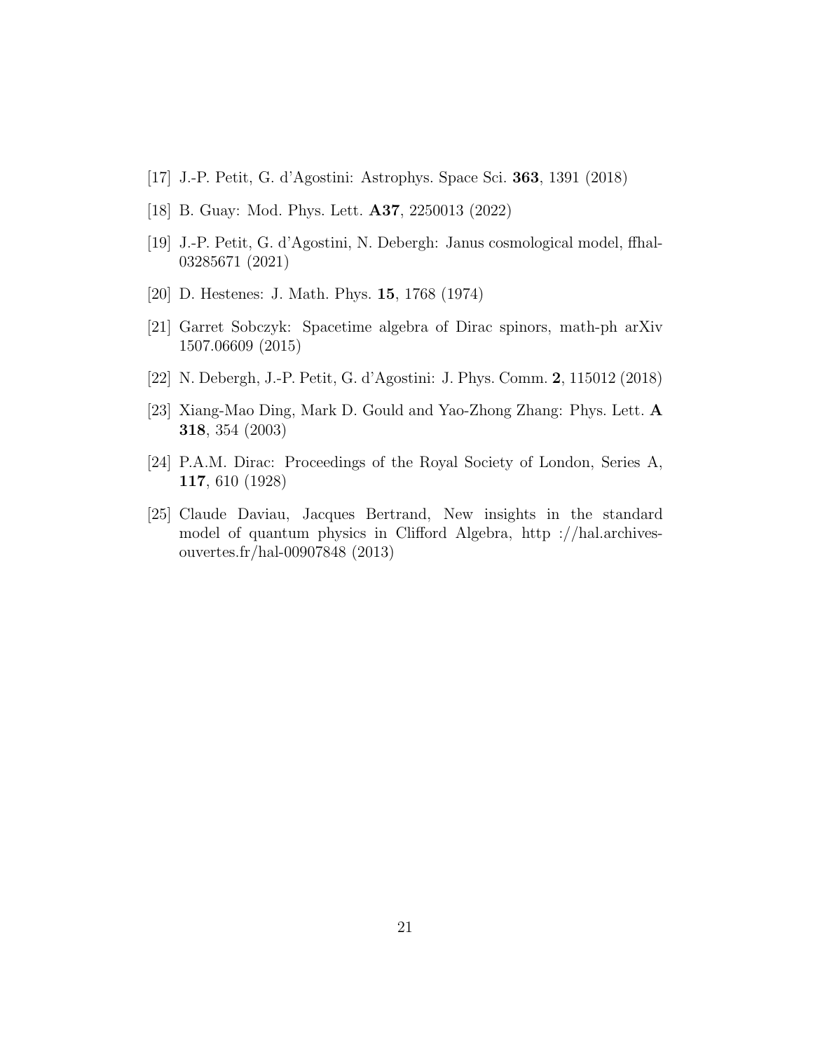[17] J.-P. Petit, G. d'Agostini: Astrophys. Space Sci. **363**, 1391 (2018)

[18] B. Guay: Mod. Phys. Lett. **A37**, 2250013 (2022)

[19] J.-P. Petit, G. d'Agostini, N. Debergh: Janus cosmological model, ffhal-03285671 (2021)

[20] D. Hestenes: J. Math. Phys. **15**, 1768 (1974)

[21] Garret Sobczyk: Spacetime algebra of Dirac spinors, math-ph arXiv 1507.06609 (2015)

[22] N. Debergh, J.-P. Petit, G. d'Agostini: J. Phys. Comm. **2**, 115012 (2018)

[23] Xiang-Mao Ding, Mark D. Gould and Yao-Zhong Zhang: Phys. Lett. **A 318**, 354 (2003)

[24] P.A.M. Dirac: Proceedings of the Royal Society of London, Series A, **117**, 610 (1928)

[25] Claude Daviau, Jacques Bertrand, New insights in the standard model of quantum physics in Clifford Algebra, http ://hal.archives-ouvertes.fr/hal-00907848 (2013)